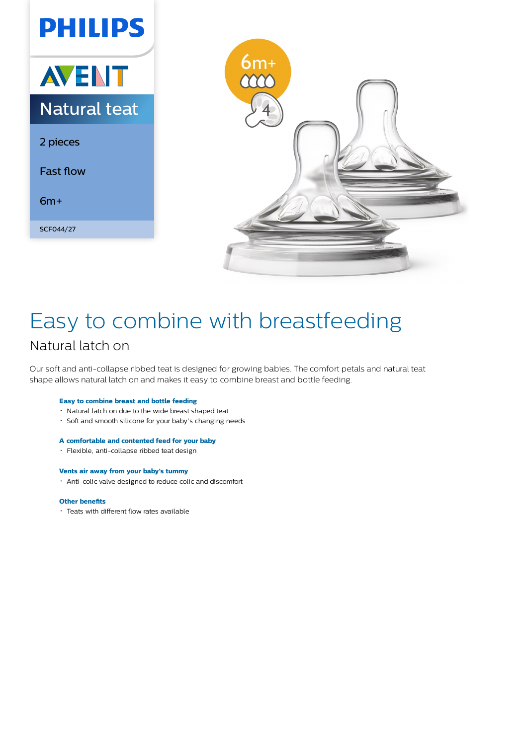PHILIPS

AVENT

# Natural teat

2 pieces

Fast flow

6m+

SCF044/27

6m+

4

# Easy to combine with breastfeeding

## Natural latch on

Our soft and anti-collapse ribbed teat is designed for growing babies. The comfort petals and natural teat shape allows natural latch on and makes it easy to combine breast and bottle feeding.

### Easy to combine breast and bottle feeding

- Natural latch on due to the wide breast shaped teat
- Soft and smooth silicone for your baby's changing needs

### A comfortable and contented feed for your baby

- Flexible, anti-collapse ribbed teat design

### Vents air away from your baby's tummy

- Anti-colic valve designed to reduce colic and discomfort

### Other benefits

- Teats with different flow rates available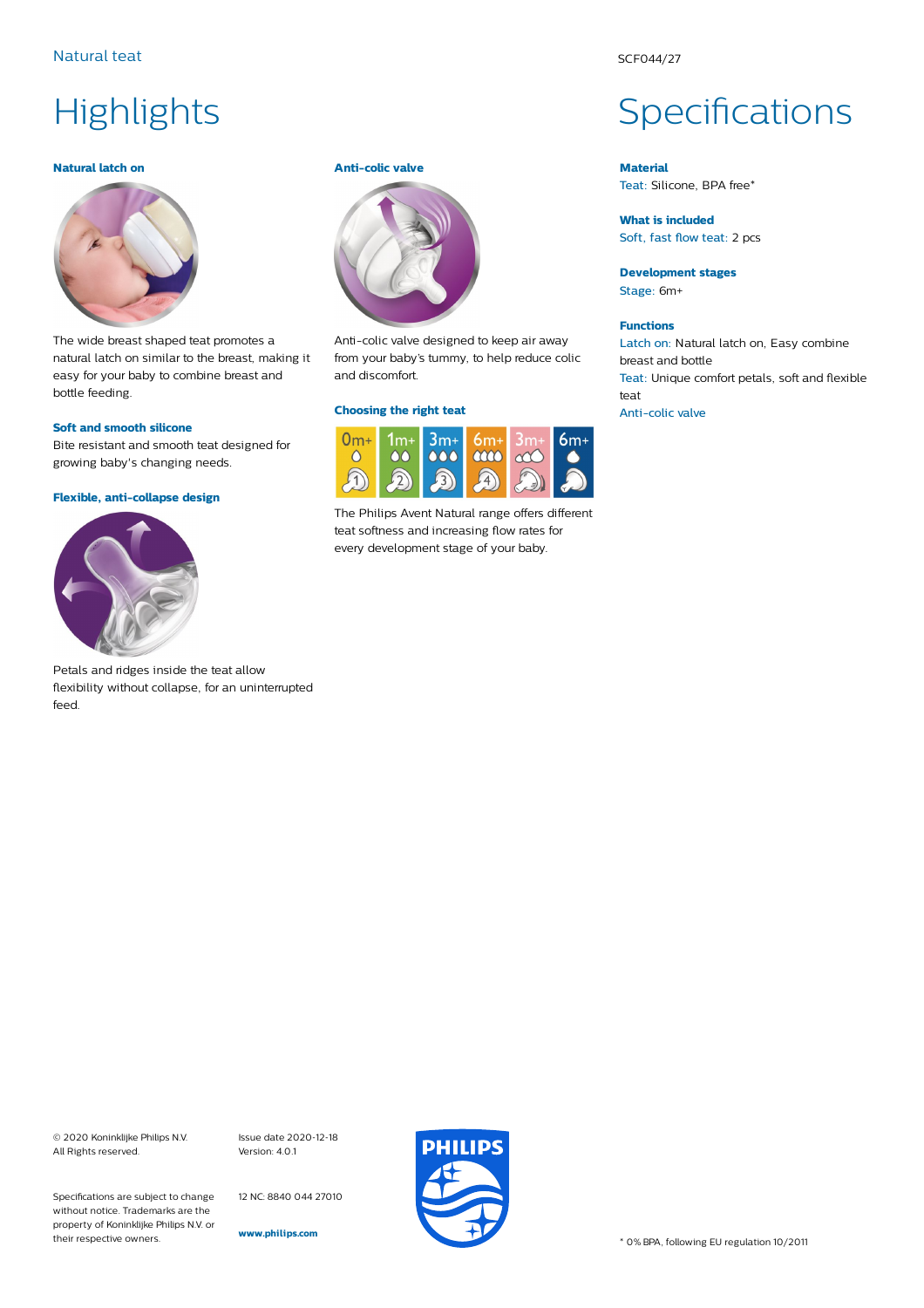Natural teat

SCF044/27

# Highlights

### Natural latch on

The wide breast shaped teat promotes a natural latch on similar to the breast, making it easy for your baby to combine breast and bottle feeding.

### Soft and smooth silicone

Bite resistant and smooth teat designed for growing baby's changing needs.

### Flexible, anti-collapse design

Petals and ridges inside the teat allow flexibility without collapse, for an uninterrupted feed.

### Anti-colic valve

Anti-colic valve designed to keep air away from your baby's tummy, to help reduce colic and discomfort.

### Choosing the right teat

0m+ 1m+ 3m+ 6m+ 3m+ 6m+

1 2 3 4

The Philips Avent Natural range offers different teat softness and increasing flow rates for every development stage of your baby.

# Specifications

### Material

Teat: Silicone, BPA free*

### What is included

Soft, fast flow teat: 2 pcs

### Development stages

Stage: 6m+

### Functions

Latch on: Natural latch on, Easy combine breast and bottle

Teat: Unique comfort petals, soft and flexible teat

Anti-colic valve

© 2020 Koninklijke Philips N.V.
All Rights reserved.

Specifications are subject to change without notice. Trademarks are the property of Koninklijke Philips N.V. or their respective owners.

Issue date 2020-12-18
Version: 4.0.1

12 NC: 8840 044 27010

www.philips.com

PHILIPS

* 0% BPA, following EU regulation 10/2011